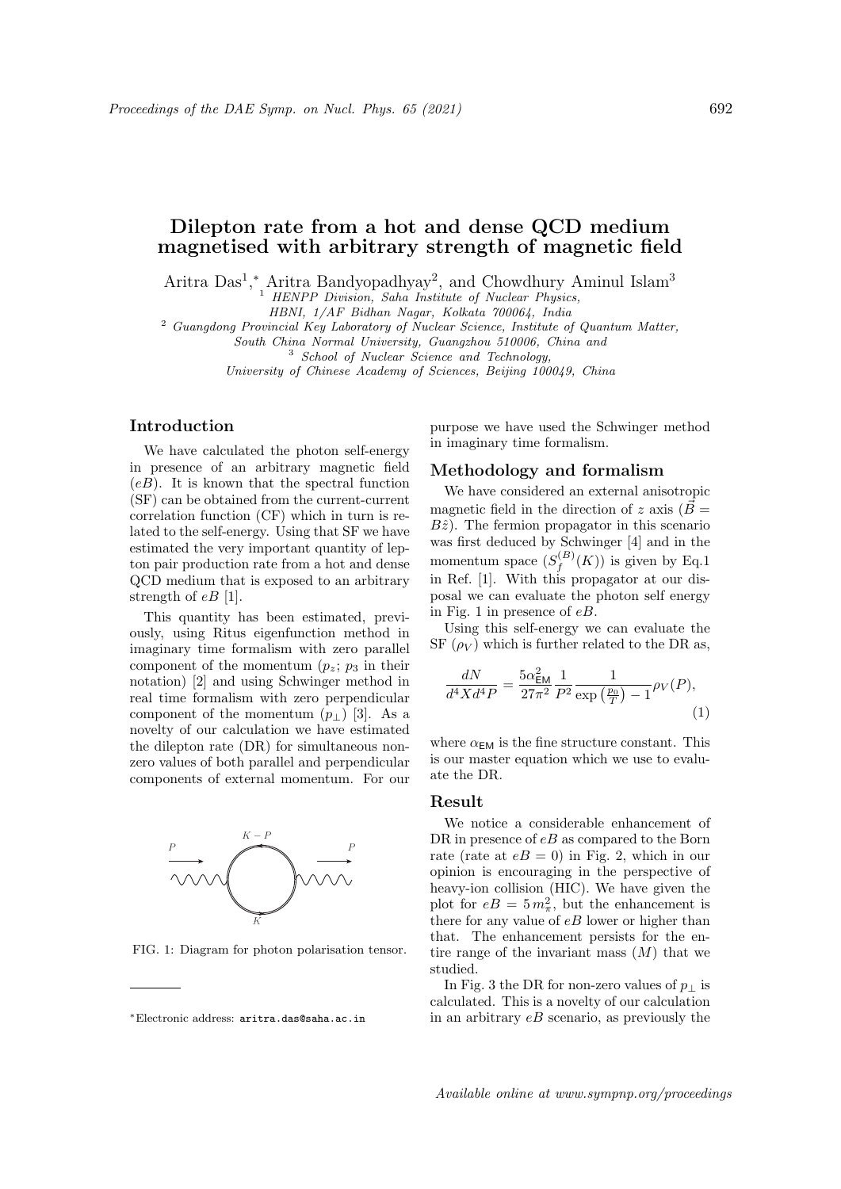# Dilepton rate from a hot and dense QCD medium magnetised with arbitrary strength of magnetic field

Aritra Das[1,*], Aritra Bandyopadhyay[2], and Chowdhury Aminul Islam[3]

[1] *HENPP Division, Saha Institute of Nuclear Physics, HBNI, 1/AF Bidhan Nagar, Kolkata 700064, India*

[2] *Guangdong Provincial Key Laboratory of Nuclear Science, Institute of Quantum Matter, South China Normal University, Guangzhou 510006, China and*

[3] *School of Nuclear Science and Technology, University of Chinese Academy of Sciences, Beijing 100049, China*

## Introduction

We have calculated the photon self-energy in presence of an arbitrary magnetic field ($eB$). It is known that the spectral function (SF) can be obtained from the current-current correlation function (CF) which in turn is related to the self-energy. Using that SF we have estimated the very important quantity of lepton pair production rate from a hot and dense QCD medium that is exposed to an arbitrary strength of $eB$ [1].

This quantity has been estimated, previously, using Ritus eigenfunction method in imaginary time formalism with zero parallel component of the momentum ($p_z$; $p_3$ in their notation) [2] and using Schwinger method in real time formalism with zero perpendicular component of the momentum ($p_\perp$) [3]. As a novelty of our calculation we have estimated the dilepton rate (DR) for simultaneous non-zero values of both parallel and perpendicular components of external momentum. For our purpose we have used the Schwinger method in imaginary time formalism.

FIG. 1: Diagram for photon polarisation tensor.

## Methodology and formalism

We have considered an external anisotropic magnetic field in the direction of $z$ axis ($\vec{B} = B\hat{z}$). The fermion propagator in this scenario was first deduced by Schwinger [4] and in the momentum space ($S_f^{(B)}(K)$) is given by Eq.1 in Ref. [1]. With this propagator at our disposal we can evaluate the photon self energy in Fig. 1 in presence of $eB$.

Using this self-energy we can evaluate the SF ($\rho_V$) which is further related to the DR as,

$$\frac{dN}{d^4X d^4P} = \frac{5\alpha_{\mathsf{EM}}^2}{27\pi^2}\frac{1}{P^2}\frac{1}{\exp\left(\frac{p_0}{T}\right)-1}\rho_V(P), \tag{1}$$

where $\alpha_{\mathsf{EM}}$ is the fine structure constant. This is our master equation which we use to evaluate the DR.

## Result

We notice a considerable enhancement of DR in presence of $eB$ as compared to the Born rate (rate at $eB = 0$) in Fig. 2, which in our opinion is encouraging in the perspective of heavy-ion collision (HIC). We have given the plot for $eB = 5\,m_\pi^2$, but the enhancement is there for any value of $eB$ lower or higher than that. The enhancement persists for the entire range of the invariant mass ($M$) that we studied.

In Fig. 3 the DR for non-zero values of $p_\perp$ is calculated. This is a novelty of our calculation in an arbitrary $eB$ scenario, as previously the

---

*Electronic address: aritra.das@saha.ac.in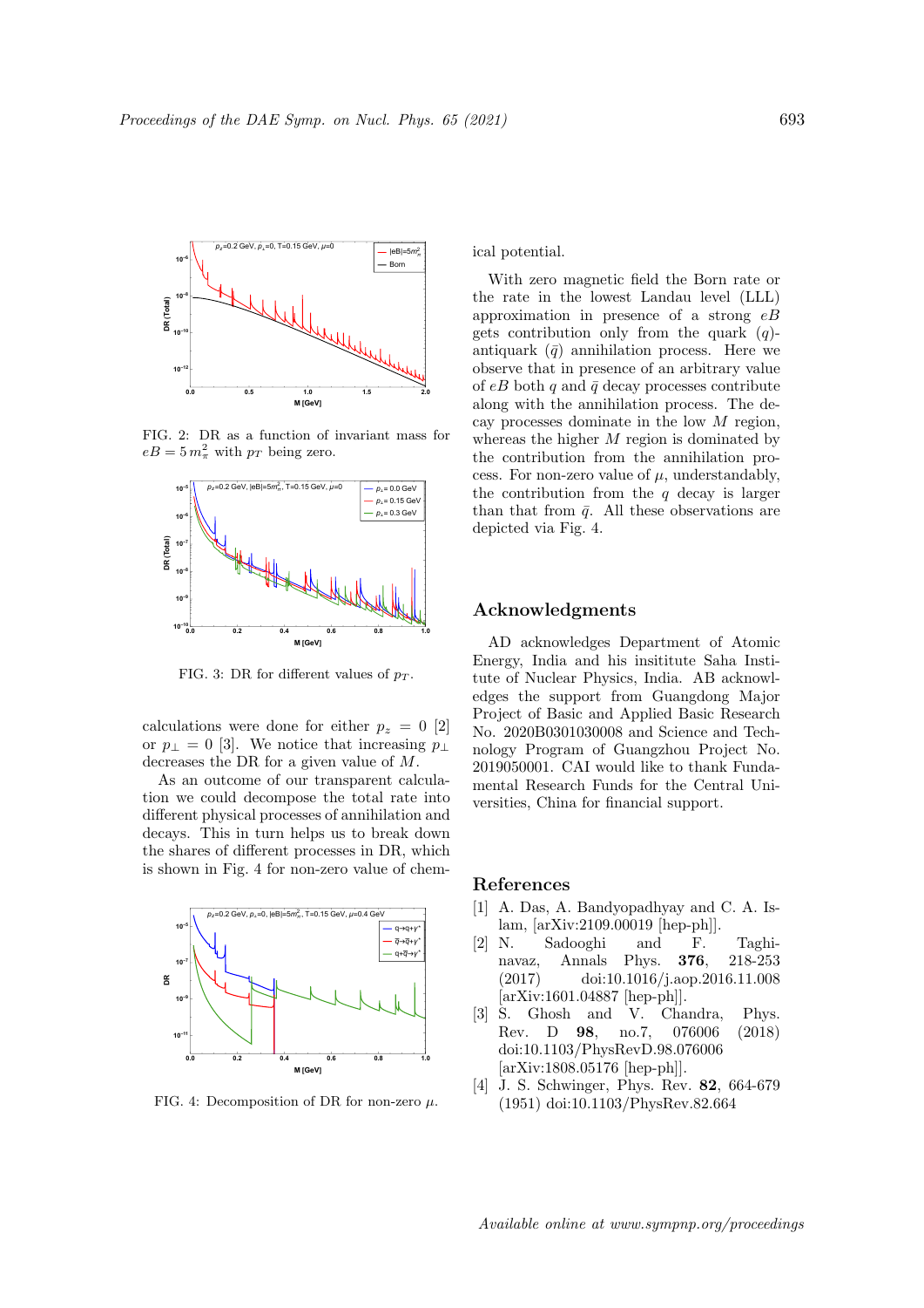$p_z$=0.2 GeV, $p_\perp$=0, T=0.15 GeV, $\mu$=0

|eB|=5$m_\pi^2$

Born

DR (Total)

M [GeV]

FIG. 2: DR as a function of invariant mass for $eB = 5\,m_\pi^2$ with $p_T$ being zero.

$p_z$=0.2 GeV, |eB|=5$m_\pi^2$, T=0.15 GeV, $\mu$=0

$p_\perp$= 0.0 GeV

$p_\perp$= 0.15 GeV

$p_\perp$= 0.3 GeV

DR (Total)

M [GeV]

FIG. 3: DR for different values of $p_T$.

calculations were done for either $p_z = 0$ [2] or $p_\perp = 0$ [3]. We notice that increasing $p_\perp$ decreases the DR for a given value of $M$.

As an outcome of our transparent calculation we could decompose the total rate into different physical processes of annihilation and decays. This in turn helps us to break down the shares of different processes in DR, which is shown in Fig. 4 for non-zero value of chemical potential.

$p_z$=0.2 GeV, $p_\perp$=0, |eB|=5$m_\pi^2$, T=0.15 GeV, $\mu$=0.4 GeV

$q \to q+\gamma^*$

$\bar{q} \to \bar{q}+\gamma^*$

$q+\bar{q} \to \gamma^*$

DR

M [GeV]

FIG. 4: Decomposition of DR for non-zero $\mu$.

With zero magnetic field the Born rate or the rate in the lowest Landau level (LLL) approximation in presence of a strong $eB$ gets contribution only from the quark ($q$)-antiquark ($\bar{q}$) annihilation process. Here we observe that in presence of an arbitrary value of $eB$ both $q$ and $\bar{q}$ decay processes contribute along with the annihilation process. The decay processes dominate in the low $M$ region, whereas the higher $M$ region is dominated by the contribution from the annihilation process. For non-zero value of $\mu$, understandably, the contribution from the $q$ decay is larger than that from $\bar{q}$. All these observations are depicted via Fig. 4.

## Acknowledgments

AD acknowledges Department of Atomic Energy, India and his insititute Saha Institute of Nuclear Physics, India. AB acknowledges the support from Guangdong Major Project of Basic and Applied Basic Research No. 2020B0301030008 and Science and Technology Program of Guangzhou Project No. 2019050001. CAI would like to thank Fundamental Research Funds for the Central Universities, China for financial support.

## References

[1] A. Das, A. Bandyopadhyay and C. A. Islam, [arXiv:2109.00019 [hep-ph]].

[2] N. Sadooghi and F. Taghinavaz, Annals Phys. **376**, 218-253 (2017) doi:10.1016/j.aop.2016.11.008 [arXiv:1601.04887 [hep-ph]].

[3] S. Ghosh and V. Chandra, Phys. Rev. D **98**, no.7, 076006 (2018) doi:10.1103/PhysRevD.98.076006 [arXiv:1808.05176 [hep-ph]].

[4] J. S. Schwinger, Phys. Rev. **82**, 664-679 (1951) doi:10.1103/PhysRev.82.664